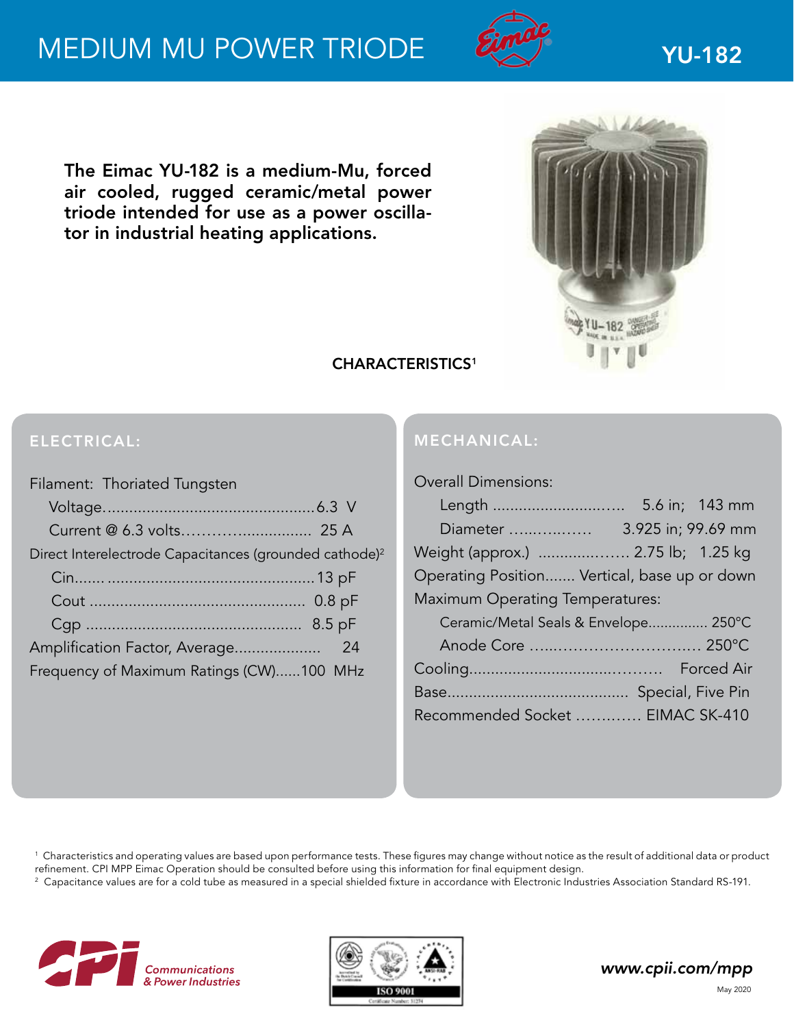# MEDIUM MU POWER TRIODE

## YU-182

**The Eimac YU-182 is a medium-Mu, forced air cooled, rugged ceramic/metal power triode intended for use as a power oscillator in industrial heating applications.**

### CHARACTERISTICS[1]

#### ELECTRICAL:

Filament: Thoriated Tungsten

- Voltage.......................................6.3 V
- Current @ 6.3 volts.......................... 25 A

Direct Interelectrode Capacitances (grounded cathode)[2]

- Cin.............................................13 pF
- Cout ........................................... 0.8 pF
- Cgp ........................................... 8.5 pF

Amplification Factor, Average.................... 24

Frequency of Maximum Ratings (CW)......100 MHz

#### MECHANICAL:

Overall Dimensions:

- Length ............................ 5.6 in; 143 mm
- Diameter ................ 3.925 in; 99.69 mm

Weight (approx.) .................. 2.75 lb; 1.25 kg

Operating Position....... Vertical, base up or down

Maximum Operating Temperatures:

- Ceramic/Metal Seals & Envelope............... 250°C
- Anode Core .................................. 250°C

Cooling.......................................... Forced Air

Base.......................................... Special, Five Pin

Recommended Socket ............. EIMAC SK-410

[1] Characteristics and operating values are based upon performance tests. These figures may change without notice as the result of additional data or product refinement. CPI MPP Eimac Operation should be consulted before using this information for final equipment design.

[2] Capacitance values are for a cold tube as measured in a special shielded fixture in accordance with Electronic Industries Association Standard RS-191.

Communications & Power Industries

ISO 9001

www.cpii.com/mpp

May 2020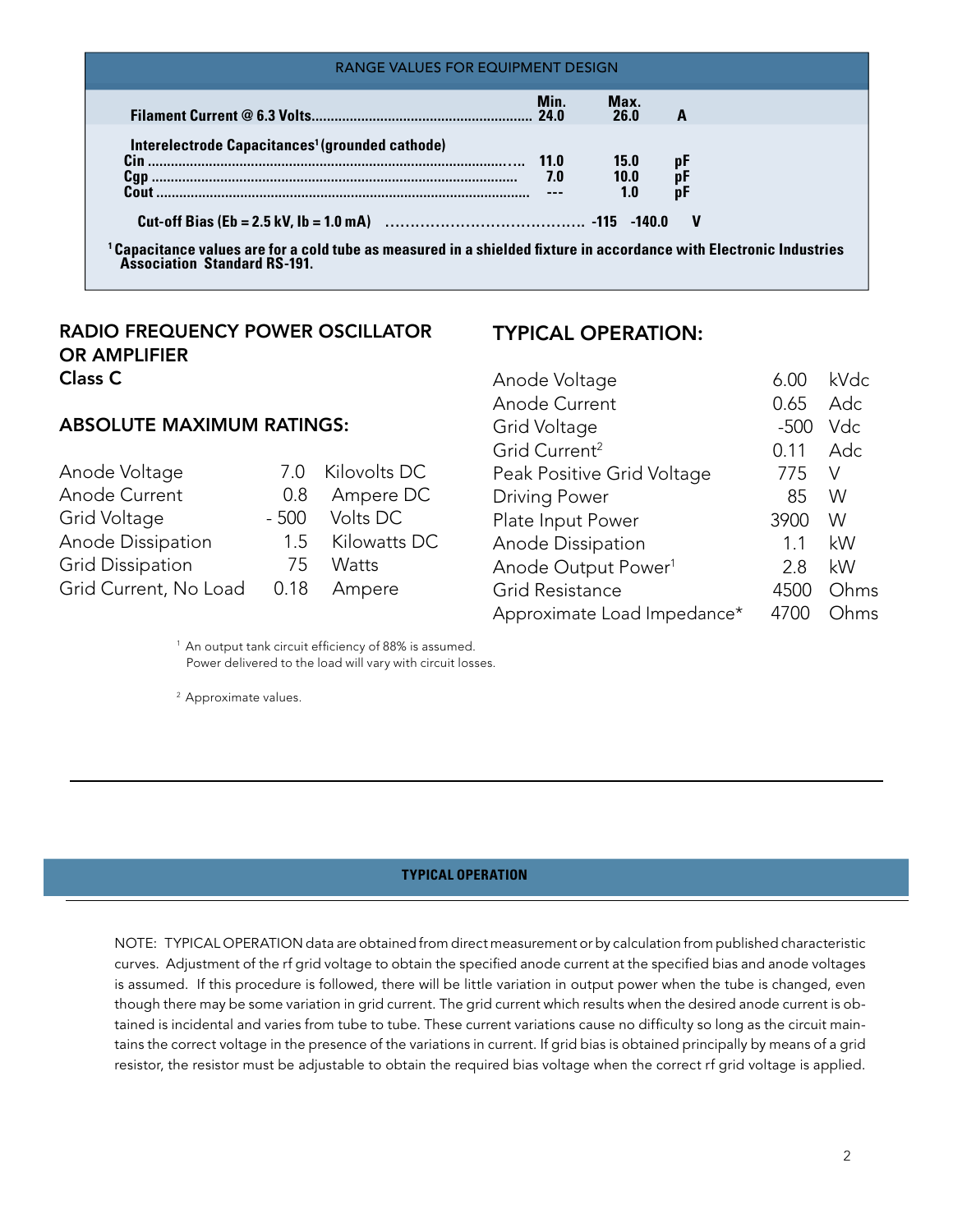## RANGE VALUES FOR EQUIPMENT DESIGN

| | Min. | Max. | |
|---|---|---|---|
| **Filament Current @ 6.3 Volts** | 24.0 | 26.0 | A |
| **Interelectrode Capacitances[1] (grounded cathode)** | | | |
| Cin | 11.0 | 15.0 | pF |
| Cgp | 7.0 | 10.0 | pF |
| Cout | --- | 1.0 | pF |
| **Cut-off Bias (Eb = 2.5 kV, Ib = 1.0 mA)** | -115 | -140.0 | V |

[1] Capacitance values are for a cold tube as measured in a shielded fixture in accordance with Electronic Industries Association Standard RS-191.

### RADIO FREQUENCY POWER OSCILLATOR OR AMPLIFIER
### Class C

### ABSOLUTE MAXIMUM RATINGS:

| | | |
|---|---|---|
| Anode Voltage | 7.0 | Kilovolts DC |
| Anode Current | 0.8 | Ampere DC |
| Grid Voltage | - 500 | Volts DC |
| Anode Dissipation | 1.5 | Kilowatts DC |
| Grid Dissipation | 75 | Watts |
| Grid Current, No Load | 0.18 | Ampere |

### TYPICAL OPERATION:

| | | |
|---|---|---|
| Anode Voltage | 6.00 | kVdc |
| Anode Current | 0.65 | Adc |
| Grid Voltage | -500 | Vdc |
| Grid Current[2] | 0.11 | Adc |
| Peak Positive Grid Voltage | 775 | V |
| Driving Power | 85 | W |
| Plate Input Power | 3900 | W |
| Anode Dissipation | 1.1 | kW |
| Anode Output Power[1] | 2.8 | kW |
| Grid Resistance | 4500 | Ohms |
| Approximate Load Impedance* | 4700 | Ohms |

[1] An output tank circuit efficiency of 88% is assumed. Power delivered to the load will vary with circuit losses.

[2] Approximate values.

## TYPICAL OPERATION

NOTE: TYPICAL OPERATION data are obtained from direct measurement or by calculation from published characteristic curves. Adjustment of the rf grid voltage to obtain the specified anode current at the specified bias and anode voltages is assumed. If this procedure is followed, there will be little variation in output power when the tube is changed, even though there may be some variation in grid current. The grid current which results when the desired anode current is obtained is incidental and varies from tube to tube. These current variations cause no difficulty so long as the circuit maintains the correct voltage in the presence of the variations in current. If grid bias is obtained principally by means of a grid resistor, the resistor must be adjustable to obtain the required bias voltage when the correct rf grid voltage is applied.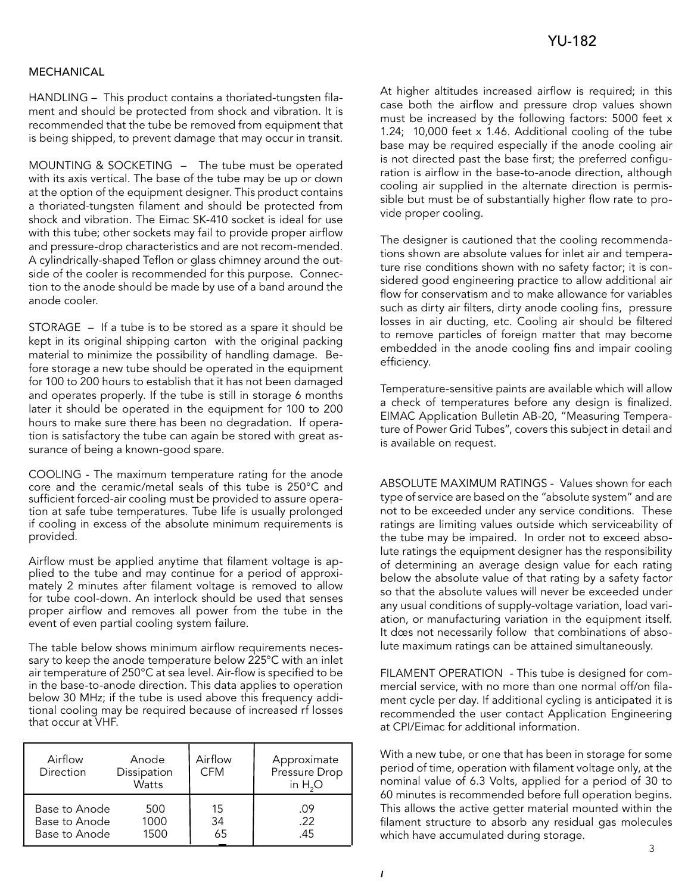## MECHANICAL

HANDLING – This product contains a thoriated-tungsten filament and should be protected from shock and vibration. It is recommended that the tube be removed from equipment that is being shipped, to prevent damage that may occur in transit.

MOUNTING & SOCKETING – The tube must be operated with its axis vertical. The base of the tube may be up or down at the option of the equipment designer. This product contains a thoriated-tungsten filament and should be protected from shock and vibration. The Eimac SK-410 socket is ideal for use with this tube; other sockets may fail to provide proper airflow and pressure-drop characteristics and are not recom-mended. A cylindrically-shaped Teflon or glass chimney around the outside of the cooler is recommended for this purpose. Connection to the anode should be made by use of a band around the anode cooler.

STORAGE – If a tube is to be stored as a spare it should be kept in its original shipping carton with the original packing material to minimize the possibility of handling damage. Before storage a new tube should be operated in the equipment for 100 to 200 hours to establish that it has not been damaged and operates properly. If the tube is still in storage 6 months later it should be operated in the equipment for 100 to 200 hours to make sure there has been no degradation. If operation is satisfactory the tube can again be stored with great assurance of being a known-good spare.

COOLING - The maximum temperature rating for the anode core and the ceramic/metal seals of this tube is 250°C and sufficient forced-air cooling must be provided to assure operation at safe tube temperatures. Tube life is usually prolonged if cooling in excess of the absolute minimum requirements is provided.

Airflow must be applied anytime that filament voltage is applied to the tube and may continue for a period of approximately 2 minutes after filament voltage is removed to allow for tube cool-down. An interlock should be used that senses proper airflow and removes all power from the tube in the event of even partial cooling system failure.

The table below shows minimum airflow requirements necessary to keep the anode temperature below 225°C with an inlet air temperature of 250°C at sea level. Air-flow is specified to be in the base-to-anode direction. This data applies to operation below 30 MHz; if the tube is used above this frequency additional cooling may be required because of increased rf losses that occur at VHF.

| Airflow Direction | Anode Dissipation Watts | Airflow CFM | Approximate Pressure Drop in $H_2O$ |
|---|---|---|---|
| Base to Anode | 500 | 15 | .09 |
| Base to Anode | 1000 | 34 | .22 |
| Base to Anode | 1500 | 65 | .45 |

At higher altitudes increased airflow is required; in this case both the airflow and pressure drop values shown must be increased by the following factors: 5000 feet x 1.24; 10,000 feet x 1.46. Additional cooling of the tube base may be required especially if the anode cooling air is not directed past the base first; the preferred configuration is airflow in the base-to-anode direction, although cooling air supplied in the alternate direction is permissible but must be of substantially higher flow rate to provide proper cooling.

The designer is cautioned that the cooling recommendations shown are absolute values for inlet air and temperature rise conditions shown with no safety factor; it is considered good engineering practice to allow additional air flow for conservatism and to make allowance for variables such as dirty air filters, dirty anode cooling fins, pressure losses in air ducting, etc. Cooling air should be filtered to remove particles of foreign matter that may become embedded in the anode cooling fins and impair cooling efficiency.

Temperature-sensitive paints are available which will allow a check of temperatures before any design is finalized. EIMAC Application Bulletin AB-20, "Measuring Temperature of Power Grid Tubes", covers this subject in detail and is available on request.

ABSOLUTE MAXIMUM RATINGS - Values shown for each type of service are based on the "absolute system" and are not to be exceeded under any service conditions. These ratings are limiting values outside which serviceability of the tube may be impaired. In order not to exceed absolute ratings the equipment designer has the responsibility of determining an average design value for each rating below the absolute value of that rating by a safety factor so that the absolute values will never be exceeded under any usual conditions of supply-voltage variation, load variation, or manufacturing variation in the equipment itself. It dœs not necessarily follow that combinations of absolute maximum ratings can be attained simultaneously.

FILAMENT OPERATION - This tube is designed for commercial service, with no more than one normal off/on filament cycle per day. If additional cycling is anticipated it is recommended the user contact Application Engineering at CPI/Eimac for additional information.

With a new tube, or one that has been in storage for some period of time, operation with filament voltage only, at the nominal value of 6.3 Volts, applied for a period of 30 to 60 minutes is recommended before full operation begins. This allows the active getter material mounted within the filament structure to absorb any residual gas molecules which have accumulated during storage.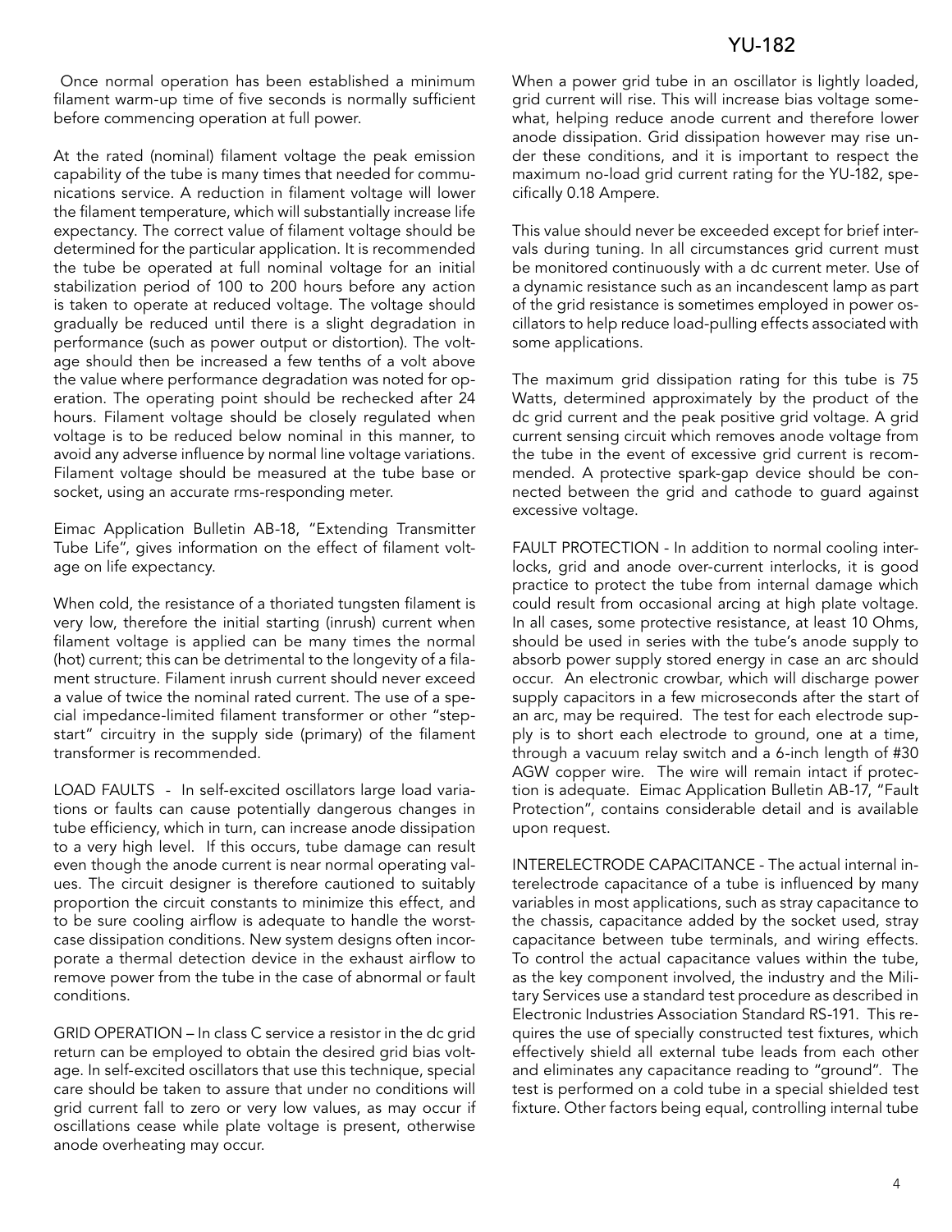Once normal operation has been established a minimum filament warm-up time of five seconds is normally sufficient before commencing operation at full power.

At the rated (nominal) filament voltage the peak emission capability of the tube is many times that needed for communications service. A reduction in filament voltage will lower the filament temperature, which will substantially increase life expectancy. The correct value of filament voltage should be determined for the particular application. It is recommended the tube be operated at full nominal voltage for an initial stabilization period of 100 to 200 hours before any action is taken to operate at reduced voltage. The voltage should gradually be reduced until there is a slight degradation in performance (such as power output or distortion). The voltage should then be increased a few tenths of a volt above the value where performance degradation was noted for operation. The operating point should be rechecked after 24 hours. Filament voltage should be closely regulated when voltage is to be reduced below nominal in this manner, to avoid any adverse influence by normal line voltage variations. Filament voltage should be measured at the tube base or socket, using an accurate rms-responding meter.

Eimac Application Bulletin AB-18, "Extending Transmitter Tube Life", gives information on the effect of filament voltage on life expectancy.

When cold, the resistance of a thoriated tungsten filament is very low, therefore the initial starting (inrush) current when filament voltage is applied can be many times the normal (hot) current; this can be detrimental to the longevity of a filament structure. Filament inrush current should never exceed a value of twice the nominal rated current. The use of a special impedance-limited filament transformer or other "step-start" circuitry in the supply side (primary) of the filament transformer is recommended.

LOAD FAULTS - In self-excited oscillators large load variations or faults can cause potentially dangerous changes in tube efficiency, which in turn, can increase anode dissipation to a very high level. If this occurs, tube damage can result even though the anode current is near normal operating values. The circuit designer is therefore cautioned to suitably proportion the circuit constants to minimize this effect, and to be sure cooling airflow is adequate to handle the worst-case dissipation conditions. New system designs often incorporate a thermal detection device in the exhaust airflow to remove power from the tube in the case of abnormal or fault conditions.

GRID OPERATION – In class C service a resistor in the dc grid return can be employed to obtain the desired grid bias voltage. In self-excited oscillators that use this technique, special care should be taken to assure that under no conditions will grid current fall to zero or very low values, as may occur if oscillations cease while plate voltage is present, otherwise anode overheating may occur.

When a power grid tube in an oscillator is lightly loaded, grid current will rise. This will increase bias voltage somewhat, helping reduce anode current and therefore lower anode dissipation. Grid dissipation however may rise under these conditions, and it is important to respect the maximum no-load grid current rating for the YU-182, specifically 0.18 Ampere.

This value should never be exceeded except for brief intervals during tuning. In all circumstances grid current must be monitored continuously with a dc current meter. Use of a dynamic resistance such as an incandescent lamp as part of the grid resistance is sometimes employed in power oscillators to help reduce load-pulling effects associated with some applications.

The maximum grid dissipation rating for this tube is 75 Watts, determined approximately by the product of the dc grid current and the peak positive grid voltage. A grid current sensing circuit which removes anode voltage from the tube in the event of excessive grid current is recommended. A protective spark-gap device should be connected between the grid and cathode to guard against excessive voltage.

FAULT PROTECTION - In addition to normal cooling interlocks, grid and anode over-current interlocks, it is good practice to protect the tube from internal damage which could result from occasional arcing at high plate voltage. In all cases, some protective resistance, at least 10 Ohms, should be used in series with the tube's anode supply to absorb power supply stored energy in case an arc should occur. An electronic crowbar, which will discharge power supply capacitors in a few microseconds after the start of an arc, may be required. The test for each electrode supply is to short each electrode to ground, one at a time, through a vacuum relay switch and a 6-inch length of #30 AGW copper wire. The wire will remain intact if protection is adequate. Eimac Application Bulletin AB-17, "Fault Protection", contains considerable detail and is available upon request.

INTERELECTRODE CAPACITANCE - The actual internal interelectrode capacitance of a tube is influenced by many variables in most applications, such as stray capacitance to the chassis, capacitance added by the socket used, stray capacitance between tube terminals, and wiring effects. To control the actual capacitance values within the tube, as the key component involved, the industry and the Military Services use a standard test procedure as described in Electronic Industries Association Standard RS-191. This requires the use of specially constructed test fixtures, which effectively shield all external tube leads from each other and eliminates any capacitance reading to "ground". The test is performed on a cold tube in a special shielded test fixture. Other factors being equal, controlling internal tube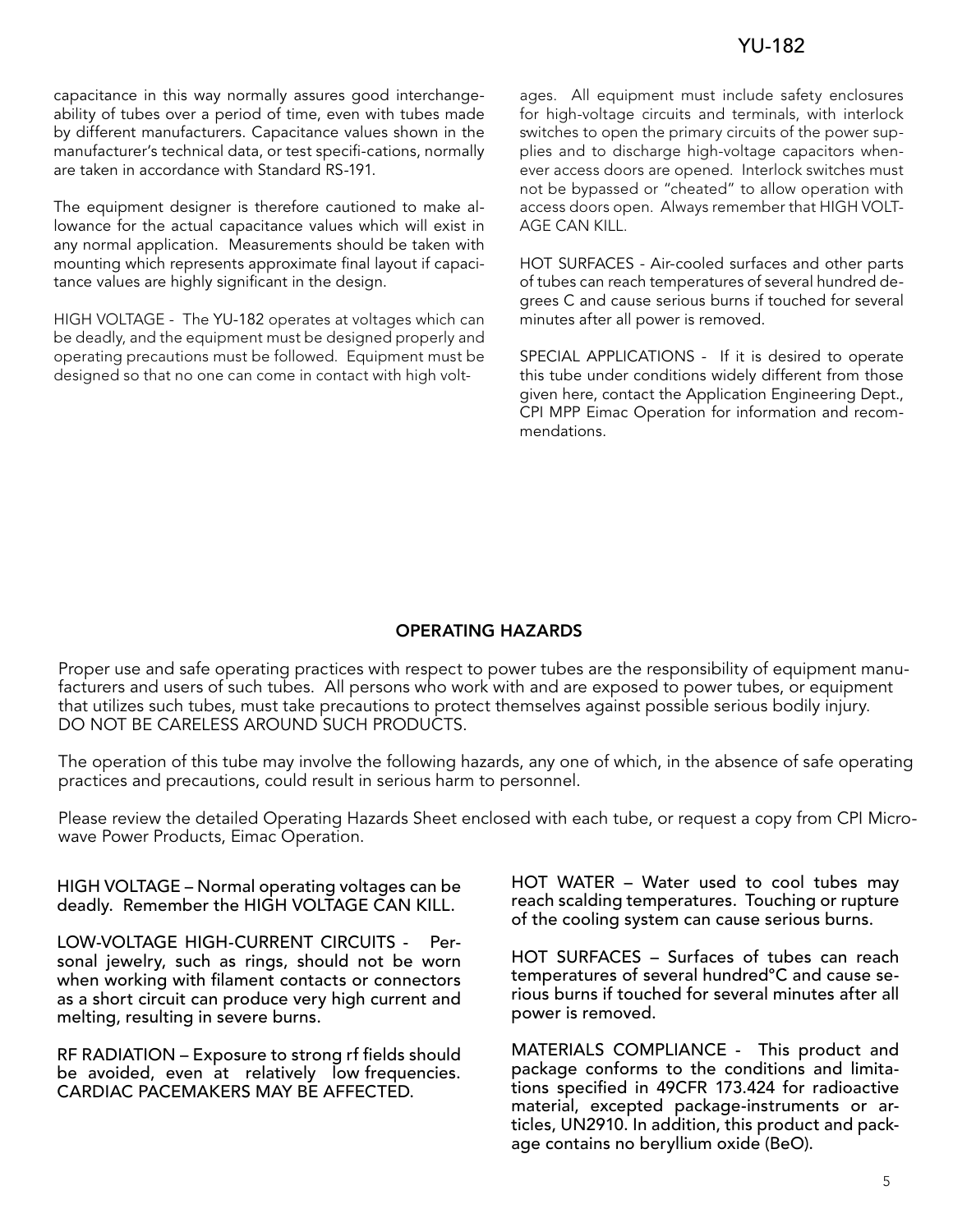capacitance in this way normally assures good interchangeability of tubes over a period of time, even with tubes made by different manufacturers. Capacitance values shown in the manufacturer's technical data, or test specifi-cations, normally are taken in accordance with Standard RS-191.

The equipment designer is therefore cautioned to make allowance for the actual capacitance values which will exist in any normal application. Measurements should be taken with mounting which represents approximate final layout if capacitance values are highly significant in the design.

HIGH VOLTAGE - The YU-182 operates at voltages which can be deadly, and the equipment must be designed properly and operating precautions must be followed. Equipment must be designed so that no one can come in contact with high voltages. All equipment must include safety enclosures for high-voltage circuits and terminals, with interlock switches to open the primary circuits of the power supplies and to discharge high-voltage capacitors whenever access doors are opened. Interlock switches must not be bypassed or "cheated" to allow operation with access doors open. Always remember that HIGH VOLTAGE CAN KILL.

HOT SURFACES - Air-cooled surfaces and other parts of tubes can reach temperatures of several hundred degrees C and cause serious burns if touched for several minutes after all power is removed.

SPECIAL APPLICATIONS - If it is desired to operate this tube under conditions widely different from those given here, contact the Application Engineering Dept., CPI MPP Eimac Operation for information and recommendations.

## OPERATING HAZARDS

Proper use and safe operating practices with respect to power tubes are the responsibility of equipment manufacturers and users of such tubes. All persons who work with and are exposed to power tubes, or equipment that utilizes such tubes, must take precautions to protect themselves against possible serious bodily injury. DO NOT BE CARELESS AROUND SUCH PRODUCTS.

The operation of this tube may involve the following hazards, any one of which, in the absence of safe operating practices and precautions, could result in serious harm to personnel.

Please review the detailed Operating Hazards Sheet enclosed with each tube, or request a copy from CPI Microwave Power Products, Eimac Operation.

HIGH VOLTAGE – Normal operating voltages can be deadly. Remember the HIGH VOLTAGE CAN KILL.

LOW-VOLTAGE HIGH-CURRENT CIRCUITS - Personal jewelry, such as rings, should not be worn when working with filament contacts or connectors as a short circuit can produce very high current and melting, resulting in severe burns.

RF RADIATION – Exposure to strong rf fields should be avoided, even at relatively low frequencies. CARDIAC PACEMAKERS MAY BE AFFECTED.

HOT WATER – Water used to cool tubes may reach scalding temperatures. Touching or rupture of the cooling system can cause serious burns.

HOT SURFACES – Surfaces of tubes can reach temperatures of several hundred°C and cause serious burns if touched for several minutes after all power is removed.

MATERIALS COMPLIANCE - This product and package conforms to the conditions and limitations specified in 49CFR 173.424 for radioactive material, excepted package-instruments or articles, UN2910. In addition, this product and package contains no beryllium oxide (BeO).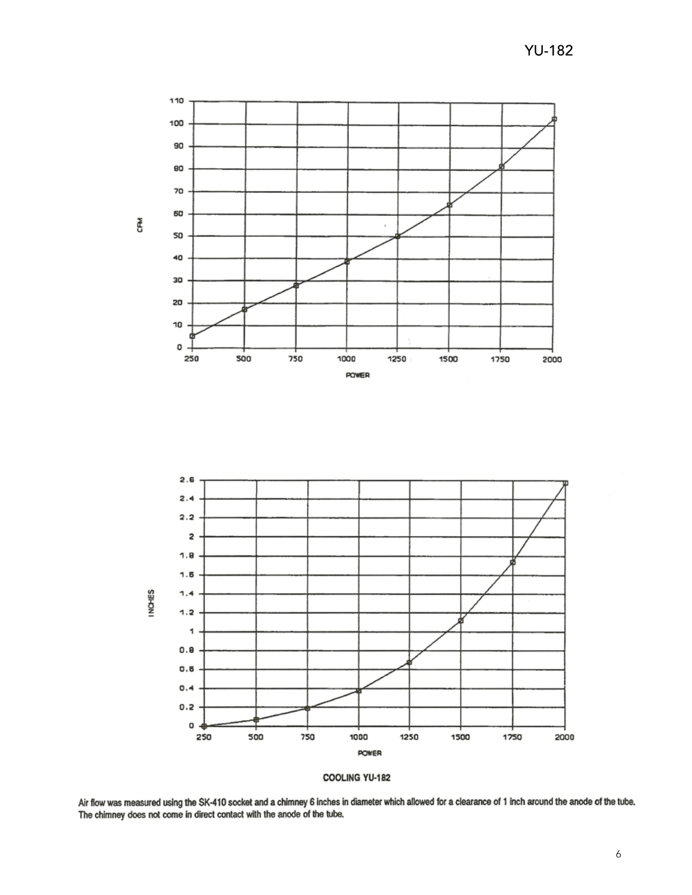CFM

110
100
90
80
70
60
50
40
30
20
10
0

250 500 750 1000 1250 1500 1750 2000

POWER

INCHES

2.6
2.4
2.2
2
1.8
1.6
1.4
1.2
1
0.8
0.6
0.4
0.2
0

250 500 750 1000 1250 1500 1750 2000

POWER

**COOLING YU-182**

Air flow was measured using the SK-410 socket and a chimney 6 inches in diameter which allowed for a clearance of 1 inch around the anode of the tube. The chimney does not come in direct contact with the anode of the tube.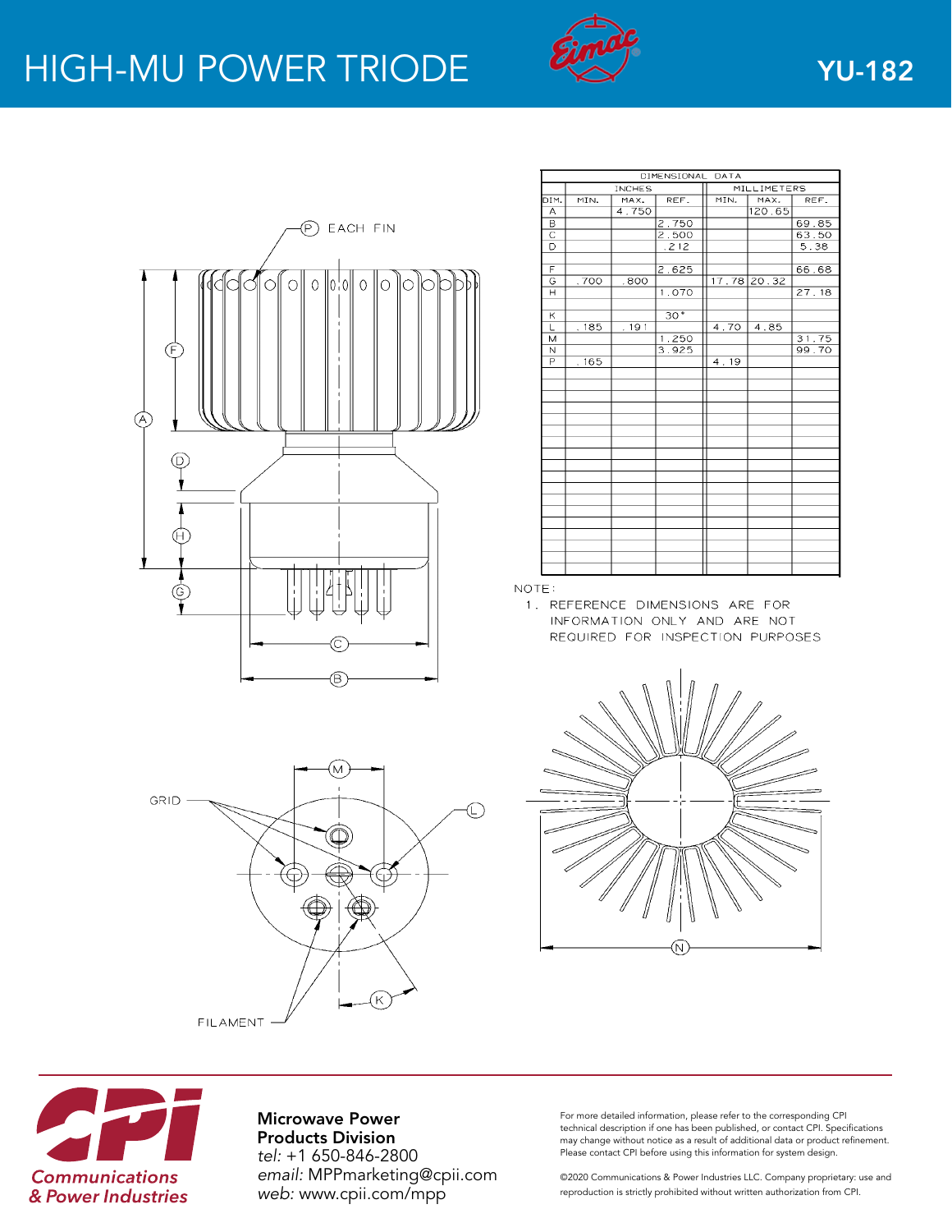# HIGH-MU POWER TRIODE

**YU-182**

| DIMENSIONAL DATA | | | | | | |
|---|---|---|---|---|---|---|
| | INCHES | | | MILLIMETERS | | |
| DIM. | MIN. | MAX. | REF. | MIN. | MAX. | REF. |
| A | | 4.750 | | | 120.65 | |
| B | | | 2.750 | | | 69.85 |
| C | | | 2.500 | | | 63.50 |
| D | | | .212 | | | 5.38 |
| F | | | 2.625 | | | 66.68 |
| G | .700 | .800 | | 17.78 | 20.32 | |
| H | | | 1.070 | | | 27.18 |
| K | | | 30° | | | |
| L | .185 | .191 | | 4.70 | 4.85 | |
| M | | | 1.250 | | | 31.75 |
| N | | | 3.925 | | | 99.70 |
| P | .165 | | | 4.19 | | |

NOTE:

1. REFERENCE DIMENSIONS ARE FOR INFORMATION ONLY AND ARE NOT REQUIRED FOR INSPECTION PURPOSES

(P) EACH FIN

A  F  D  H  G  C  B

GRID  M  L

FILAMENT  K

N

Communications & Power Industries

**Microwave Power Products Division**
*tel:* +1 650-846-2800
*email:* MPPmarketing@cpii.com
*web:* www.cpii.com/mpp

For more detailed information, please refer to the corresponding CPI technical description if one has been published, or contact CPI. Specifications may change without notice as a result of additional data or product refinement. Please contact CPI before using this information for system design.

©2020 Communications & Power Industries LLC. Company proprietary: use and reproduction is strictly prohibited without written authorization from CPI.